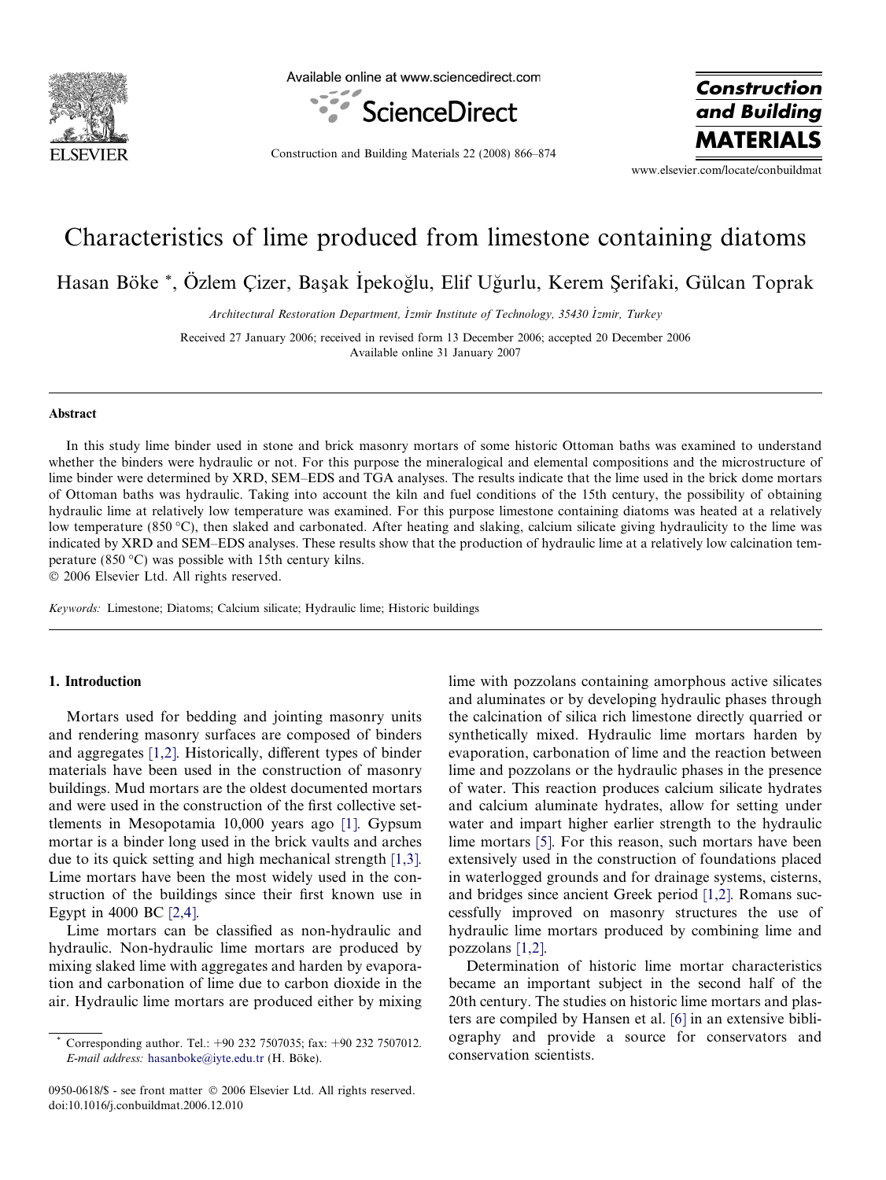# Characteristics of lime produced from limestone containing diatoms

Hasan Böke *, Özlem Çizer, Başak İpekoğlu, Elif Uğurlu, Kerem Şerifaki, Gülcan Toprak

*Architectural Restoration Department, İzmir Institute of Technology, 35430 İzmir, Turkey*

Received 27 January 2006; received in revised form 13 December 2006; accepted 20 December 2006
Available online 31 January 2007

## Abstract

In this study lime binder used in stone and brick masonry mortars of some historic Ottoman baths was examined to understand whether the binders were hydraulic or not. For this purpose the mineralogical and elemental compositions and the microstructure of lime binder were determined by XRD, SEM–EDS and TGA analyses. The results indicate that the lime used in the brick dome mortars of Ottoman baths was hydraulic. Taking into account the kiln and fuel conditions of the 15th century, the possibility of obtaining hydraulic lime at relatively low temperature was examined. For this purpose limestone containing diatoms was heated at a relatively low temperature (850 °C), then slaked and carbonated. After heating and slaking, calcium silicate giving hydraulicity to the lime was indicated by XRD and SEM–EDS analyses. These results show that the production of hydraulic lime at a relatively low calcination temperature (850 °C) was possible with 15th century kilns.

© 2006 Elsevier Ltd. All rights reserved.

*Keywords:* Limestone; Diatoms; Calcium silicate; Hydraulic lime; Historic buildings

## 1. Introduction

Mortars used for bedding and jointing masonry units and rendering masonry surfaces are composed of binders and aggregates [1,2]. Historically, different types of binder materials have been used in the construction of masonry buildings. Mud mortars are the oldest documented mortars and were used in the construction of the first collective settlements in Mesopotamia 10,000 years ago [1]. Gypsum mortar is a binder long used in the brick vaults and arches due to its quick setting and high mechanical strength [1,3]. Lime mortars have been the most widely used in the construction of the buildings since their first known use in Egypt in 4000 BC [2,4].

Lime mortars can be classified as non-hydraulic and hydraulic. Non-hydraulic lime mortars are produced by mixing slaked lime with aggregates and harden by evaporation and carbonation of lime due to carbon dioxide in the air. Hydraulic lime mortars are produced either by mixing lime with pozzolans containing amorphous active silicates and aluminates or by developing hydraulic phases through the calcination of silica rich limestone directly quarried or synthetically mixed. Hydraulic lime mortars harden by evaporation, carbonation of lime and the reaction between lime and pozzolans or the hydraulic phases in the presence of water. This reaction produces calcium silicate hydrates and calcium aluminate hydrates, allow for setting under water and impart higher earlier strength to the hydraulic lime mortars [5]. For this reason, such mortars have been extensively used in the construction of foundations placed in waterlogged grounds and for drainage systems, cisterns, and bridges since ancient Greek period [1,2]. Romans successfully improved on masonry structures the use of hydraulic lime mortars produced by combining lime and pozzolans [1,2].

Determination of historic lime mortar characteristics became an important subject in the second half of the 20th century. The studies on historic lime mortars and plasters are compiled by Hansen et al. [6] in an extensive bibliography and provide a source for conservators and conservation scientists.

---

* Corresponding author. Tel.: +90 232 7507035; fax: +90 232 7507012. *E-mail address:* hasanboke@iyte.edu.tr (H. Böke).

0950-0618/$ - see front matter © 2006 Elsevier Ltd. All rights reserved.
doi:10.1016/j.conbuildmat.2006.12.010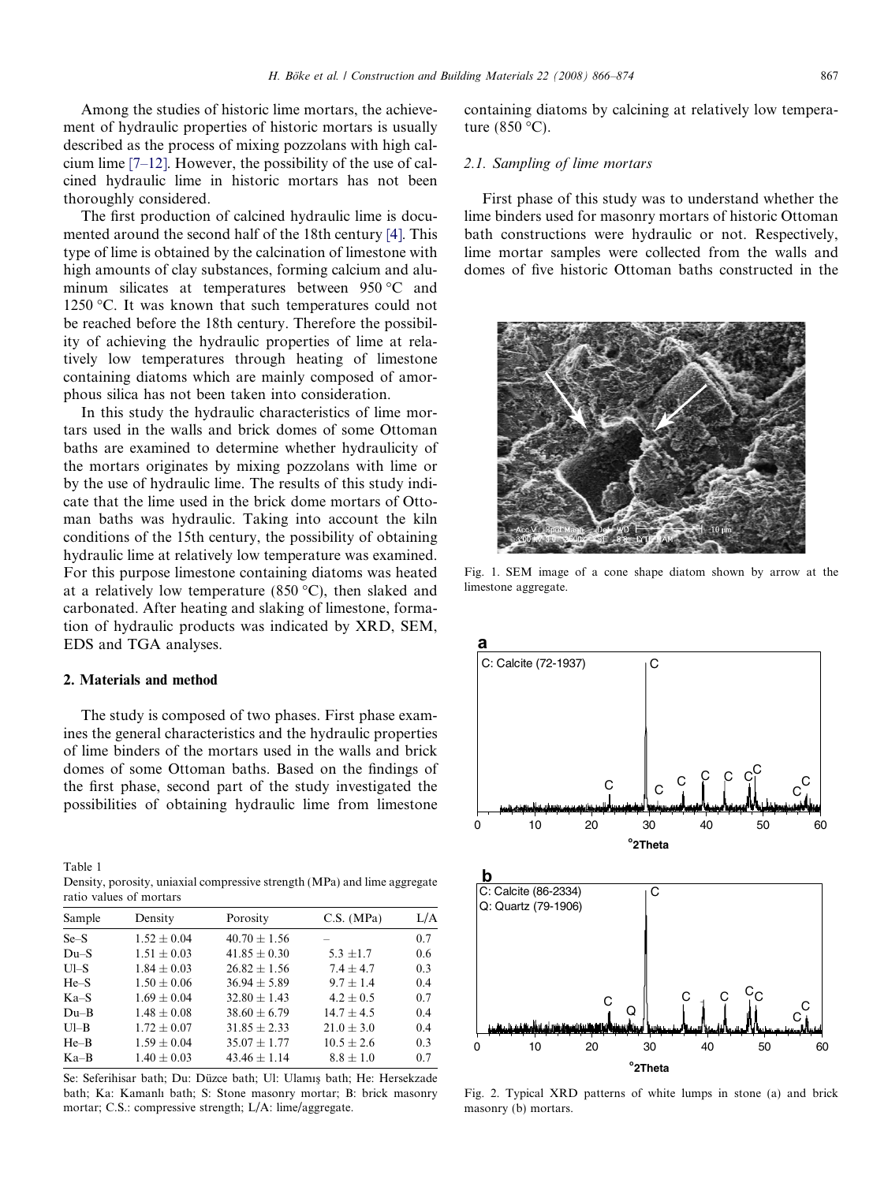Among the studies of historic lime mortars, the achievement of hydraulic properties of historic mortars is usually described as the process of mixing pozzolans with high calcium lime [7–12]. However, the possibility of the use of calcined hydraulic lime in historic mortars has not been thoroughly considered.

The first production of calcined hydraulic lime is documented around the second half of the 18th century [4]. This type of lime is obtained by the calcination of limestone with high amounts of clay substances, forming calcium and aluminum silicates at temperatures between 950 °C and 1250 °C. It was known that such temperatures could not be reached before the 18th century. Therefore the possibility of achieving the hydraulic properties of lime at relatively low temperatures through heating of limestone containing diatoms which are mainly composed of amorphous silica has not been taken into consideration.

In this study the hydraulic characteristics of lime mortars used in the walls and brick domes of some Ottoman baths are examined to determine whether hydraulicity of the mortars originates by mixing pozzolans with lime or by the use of hydraulic lime. The results of this study indicate that the lime used in the brick dome mortars of Ottoman baths was hydraulic. Taking into account the kiln conditions of the 15th century, the possibility of obtaining hydraulic lime at relatively low temperature was examined. For this purpose limestone containing diatoms was heated at a relatively low temperature (850 °C), then slaked and carbonated. After heating and slaking of limestone, formation of hydraulic products was indicated by XRD, SEM, EDS and TGA analyses.

## 2. Materials and method

The study is composed of two phases. First phase examines the general characteristics and the hydraulic properties of lime binders of the mortars used in the walls and brick domes of some Ottoman baths. Based on the findings of the first phase, second part of the study investigated the possibilities of obtaining hydraulic lime from limestone containing diatoms by calcining at relatively low temperature (850 °C).

### 2.1. Sampling of lime mortars

First phase of this study was to understand whether the lime binders used for masonry mortars of historic Ottoman bath constructions were hydraulic or not. Respectively, lime mortar samples were collected from the walls and domes of five historic Ottoman baths constructed in the

Table 1
Density, porosity, uniaxial compressive strength (MPa) and lime aggregate ratio values of mortars

| Sample | Density | Porosity | C.S. (MPa) | L/A |
|---|---|---|---|---|
| Se–S | 1.52 ± 0.04 | 40.70 ± 1.56 | – | 0.7 |
| Du–S | 1.51 ± 0.03 | 41.85 ± 0.30 | 5.3 ±1.7 | 0.6 |
| Ul–S | 1.84 ± 0.03 | 26.82 ± 1.56 | 7.4 ± 4.7 | 0.3 |
| He–S | 1.50 ± 0.06 | 36.94 ± 5.89 | 9.7 ± 1.4 | 0.4 |
| Ka–S | 1.69 ± 0.04 | 32.80 ± 1.43 | 4.2 ± 0.5 | 0.7 |
| Du–B | 1.48 ± 0.08 | 38.60 ± 6.79 | 14.7 ± 4.5 | 0.4 |
| Ul–B | 1.72 ± 0.07 | 31.85 ± 2.33 | 21.0 ± 3.0 | 0.4 |
| He–B | 1.59 ± 0.04 | 35.07 ± 1.77 | 10.5 ± 2.6 | 0.3 |
| Ka–B | 1.40 ± 0.03 | 43.46 ± 1.14 | 8.8 ± 1.0 | 0.7 |

Se: Seferihisar bath; Du: Düzce bath; Ul: Ulamış bath; He: Hersekzade bath; Ka: Kamanlı bath; S: Stone masonry mortar; B: brick masonry mortar; C.S.: compressive strength; L/A: lime/aggregate.

Fig. 1. SEM image of a cone shape diatom shown by arrow at the limestone aggregate.

Fig. 2. Typical XRD patterns of white lumps in stone (a) and brick masonry (b) mortars.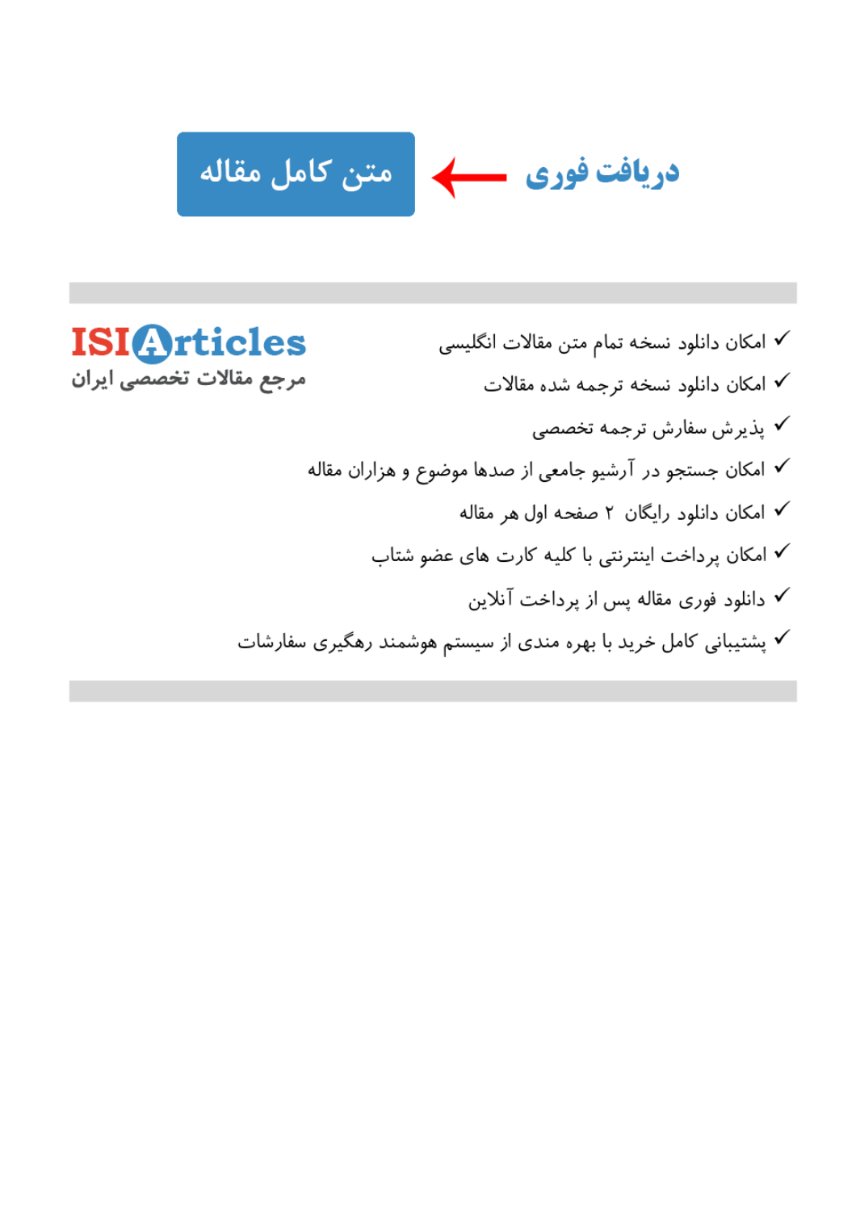دریافت فوری ← متن کامل مقاله

**ISIArticles**
مرجع مقالات تخصصی ایران

- ✓ امکان دانلود نسخه تمام متن مقالات انگلیسی
- ✓ امکان دانلود نسخه ترجمه شده مقالات
- ✓ پذیرش سفارش ترجمه تخصصی
- ✓ امکان جستجو در آرشیو جامعی از صدها موضوع و هزاران مقاله
- ✓ امکان دانلود رایگان ۲ صفحه اول هر مقاله
- ✓ امکان پرداخت اینترنتی با کلیه کارت های عضو شتاب
- ✓ دانلود فوری مقاله پس از پرداخت آنلاین
- ✓ پشتیبانی کامل خرید با بهره مندی از سیستم هوشمند رهگیری سفارشات